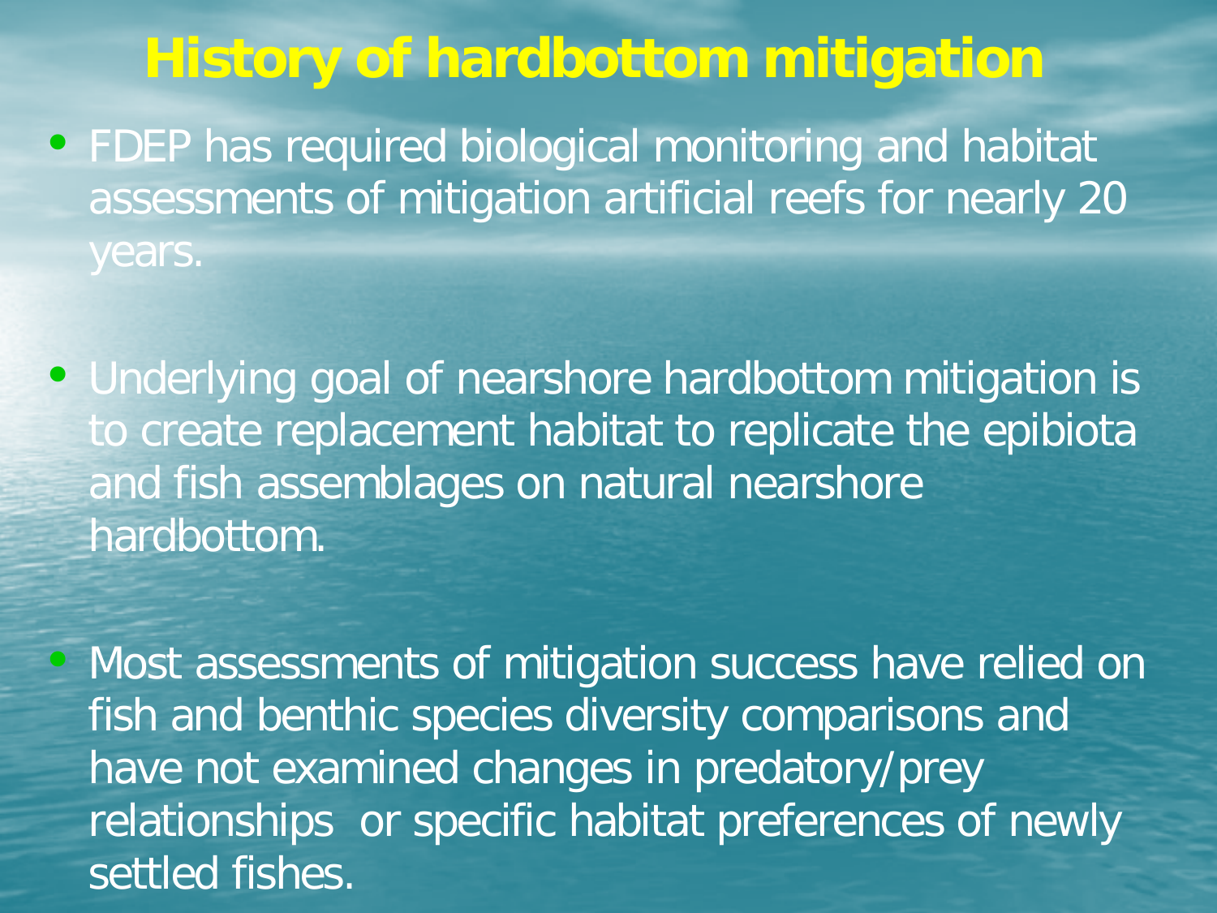# History of hardbottom mitigation

- FDEP has required biological monitoring and habitat assessments of mitigation artificial reefs for nearly 20 years.

- Underlying goal of nearshore hardbottom mitigation is to create replacement habitat to replicate the epibiota and fish assemblages on natural nearshore hardbottom.

- Most assessments of mitigation success have relied on fish and benthic species diversity comparisons and have not examined changes in predatory/prey relationships or specific habitat preferences of newly settled fishes.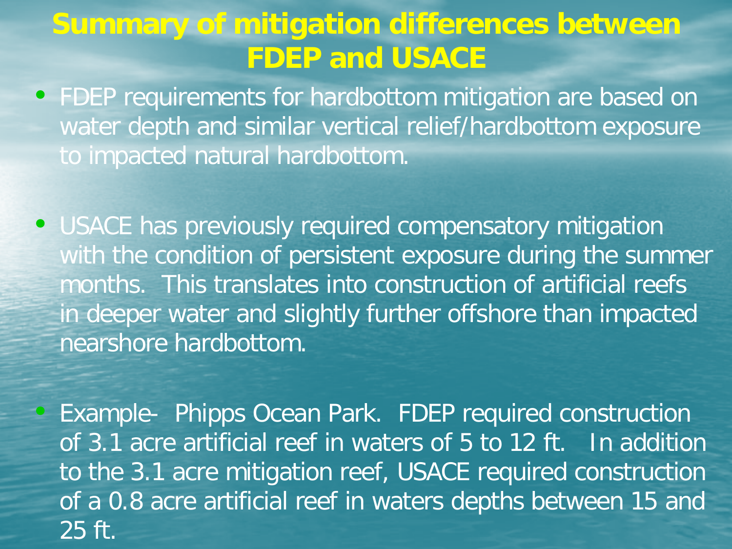# Summary of mitigation differences between FDEP and USACE

- FDEP requirements for hardbottom mitigation are based on water depth and similar vertical relief/hardbottom exposure to impacted natural hardbottom.

- USACE has previously required compensatory mitigation with the condition of persistent exposure during the summer months. This translates into construction of artificial reefs in deeper water and slightly further offshore than impacted nearshore hardbottom.

- Example- Phipps Ocean Park. FDEP required construction of 3.1 acre artificial reef in waters of 5 to 12 ft. In addition to the 3.1 acre mitigation reef, USACE required construction of a 0.8 acre artificial reef in waters depths between 15 and 25 ft.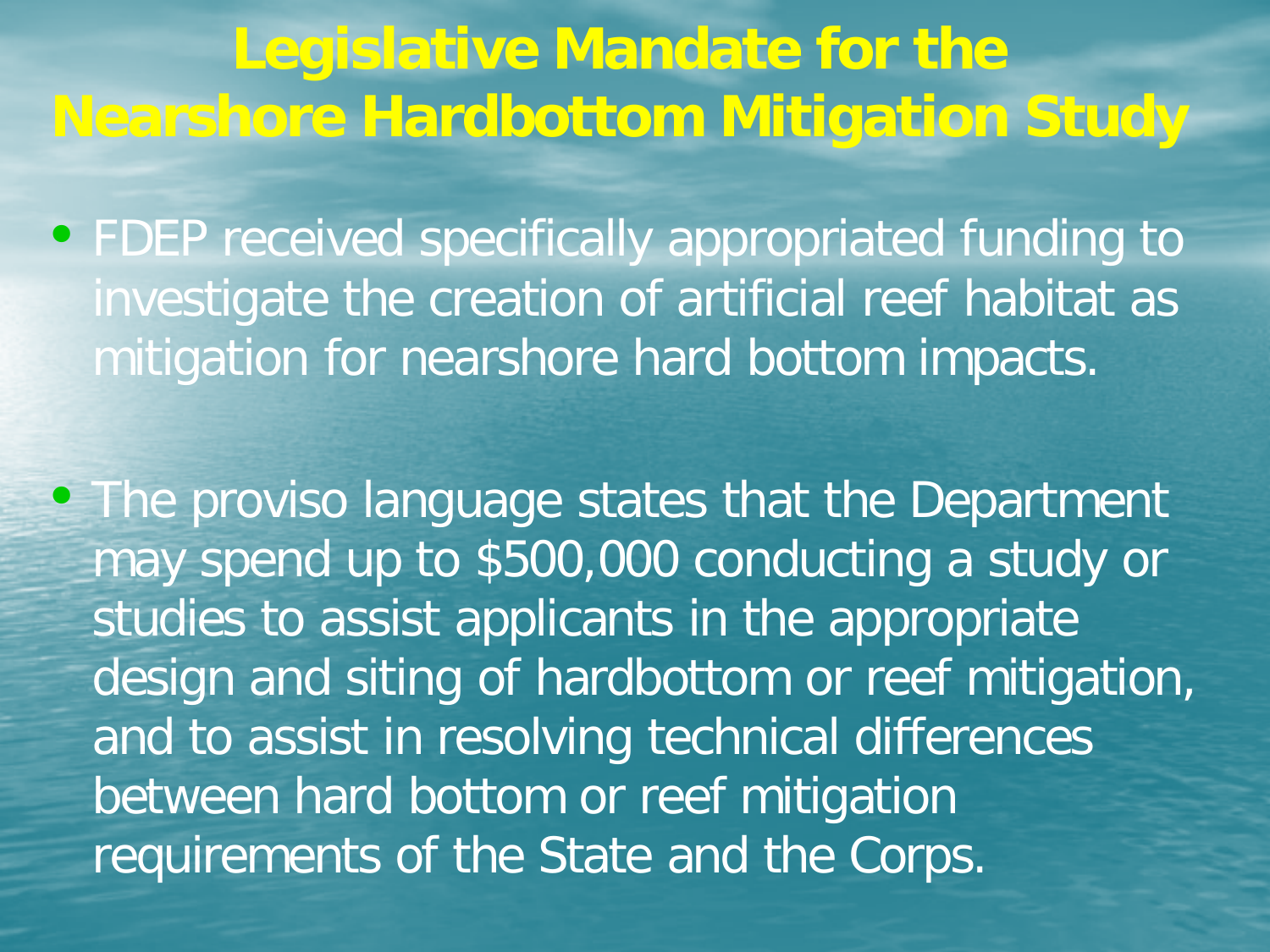# Legislative Mandate for the Nearshore Hardbottom Mitigation Study

- FDEP received specifically appropriated funding to investigate the creation of artificial reef habitat as mitigation for nearshore hard bottom impacts.
- The proviso language states that the Department may spend up to $500,000 conducting a study or studies to assist applicants in the appropriate design and siting of hardbottom or reef mitigation, and to assist in resolving technical differences between hard bottom or reef mitigation requirements of the State and the Corps.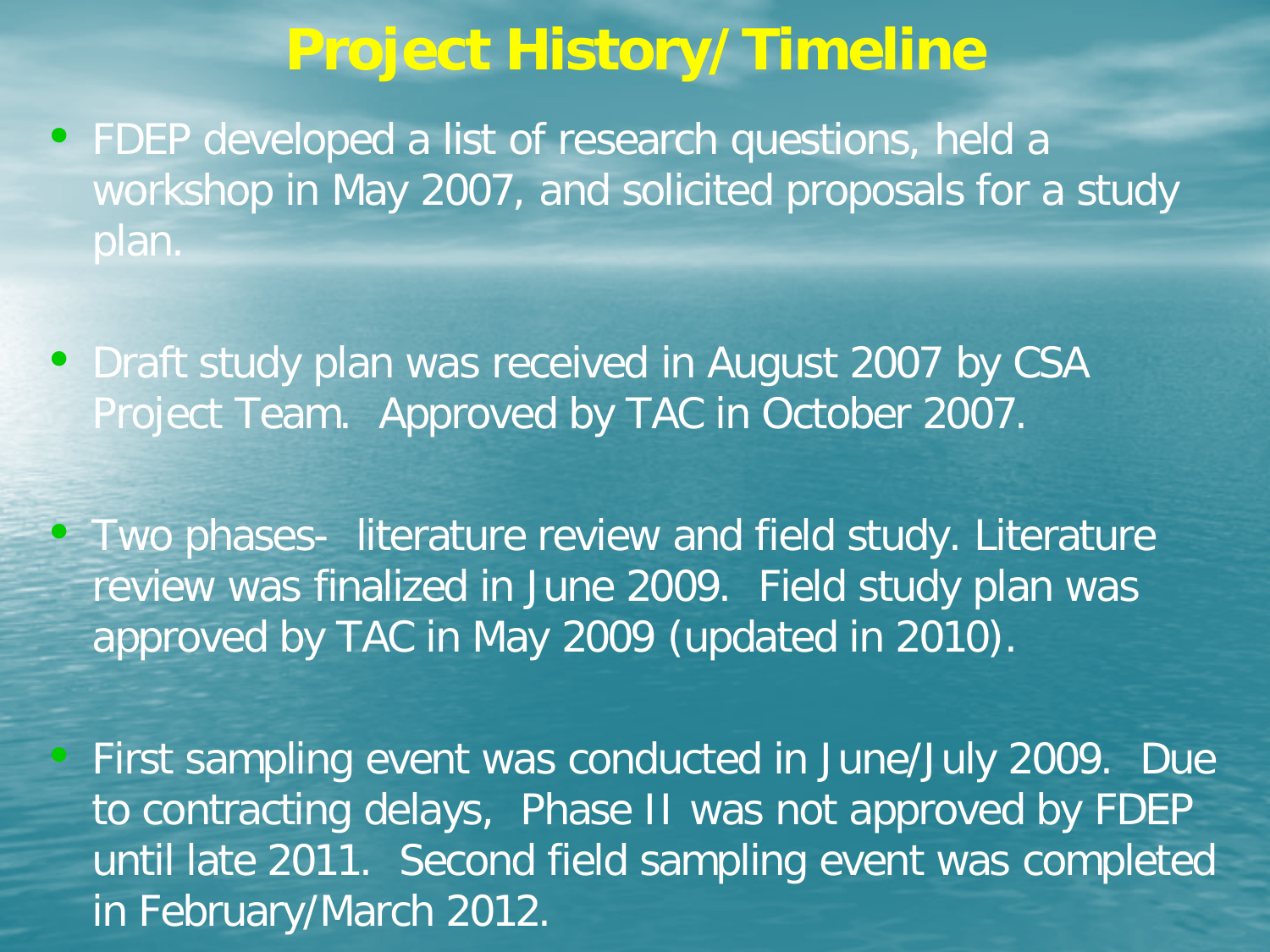# Project History/Timeline

- FDEP developed a list of research questions, held a workshop in May 2007, and solicited proposals for a study plan.

- Draft study plan was received in August 2007 by CSA Project Team. Approved by TAC in October 2007.

- Two phases- literature review and field study. Literature review was finalized in June 2009. Field study plan was approved by TAC in May 2009 (updated in 2010).

- First sampling event was conducted in June/July 2009. Due to contracting delays, Phase II was not approved by FDEP until late 2011. Second field sampling event was completed in February/March 2012.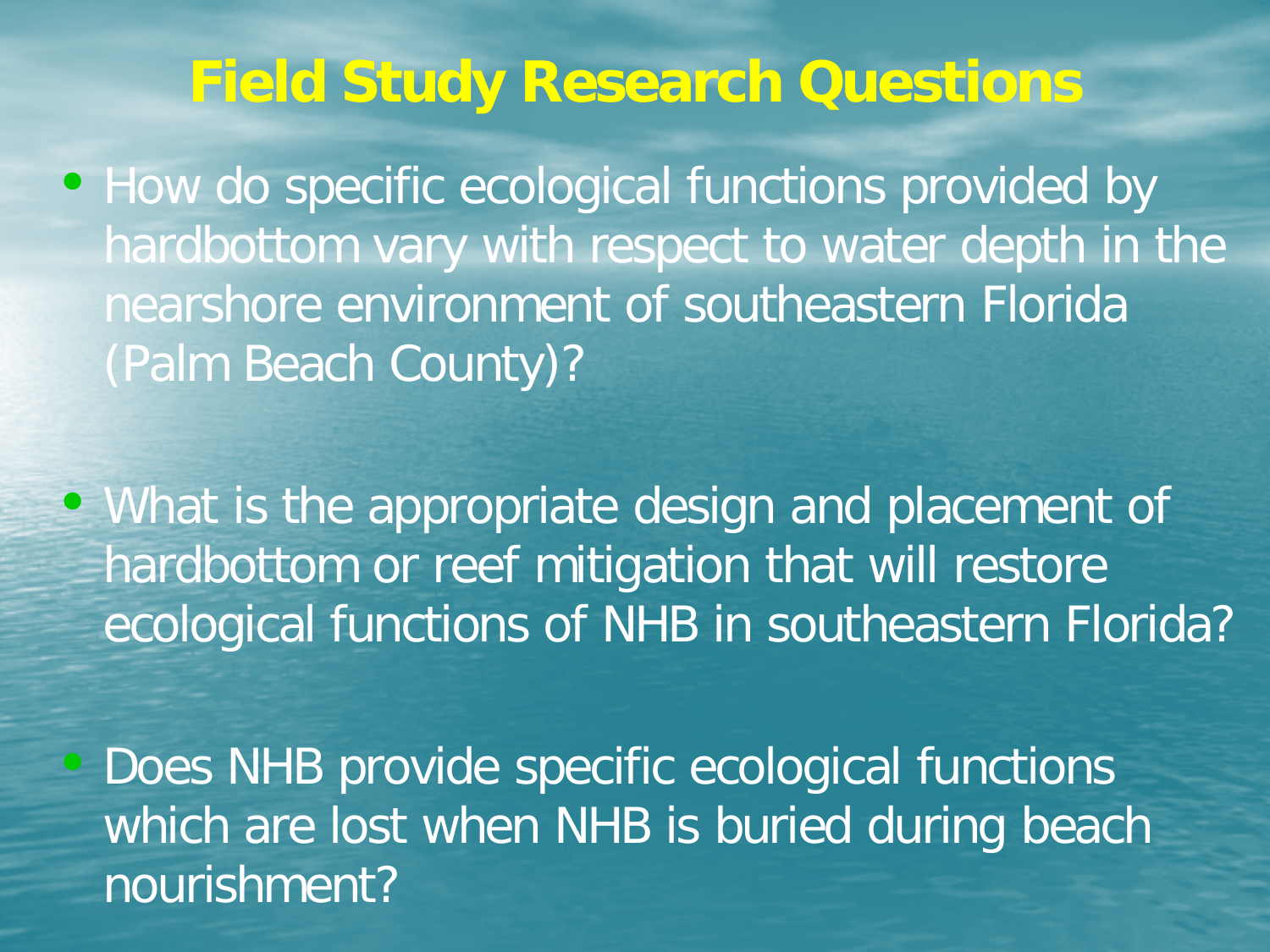# Field Study Research Questions

- How do specific ecological functions provided by hardbottom vary with respect to water depth in the nearshore environment of southeastern Florida (Palm Beach County)?

- What is the appropriate design and placement of hardbottom or reef mitigation that will restore ecological functions of NHB in southeastern Florida?

- Does NHB provide specific ecological functions which are lost when NHB is buried during beach nourishment?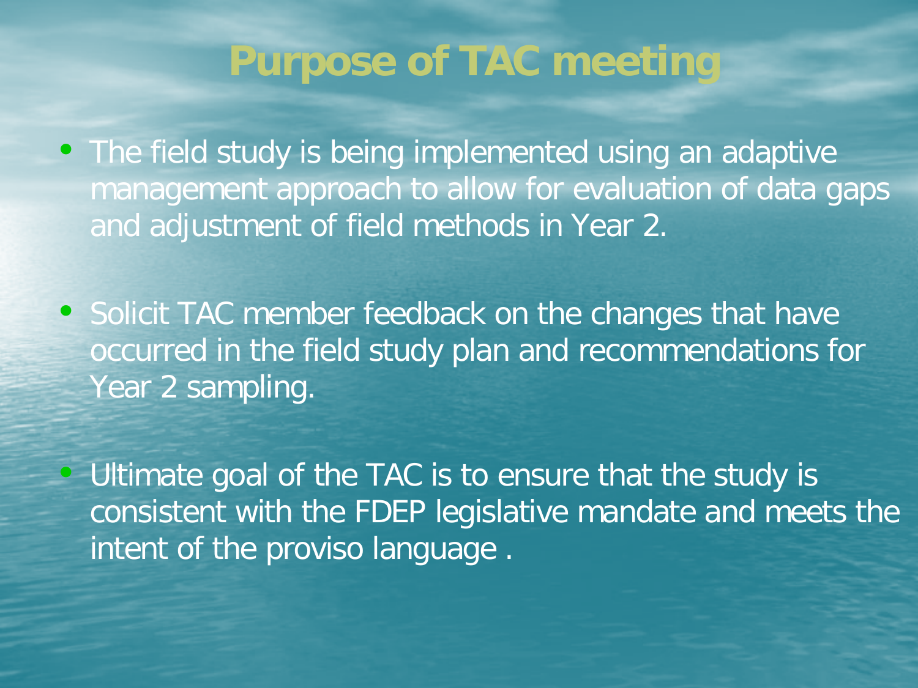# Purpose of TAC meeting

- The field study is being implemented using an adaptive management approach to allow for evaluation of data gaps and adjustment of field methods in Year 2.
- Solicit TAC member feedback on the changes that have occurred in the field study plan and recommendations for Year 2 sampling.
- Ultimate goal of the TAC is to ensure that the study is consistent with the FDEP legislative mandate and meets the intent of the proviso language .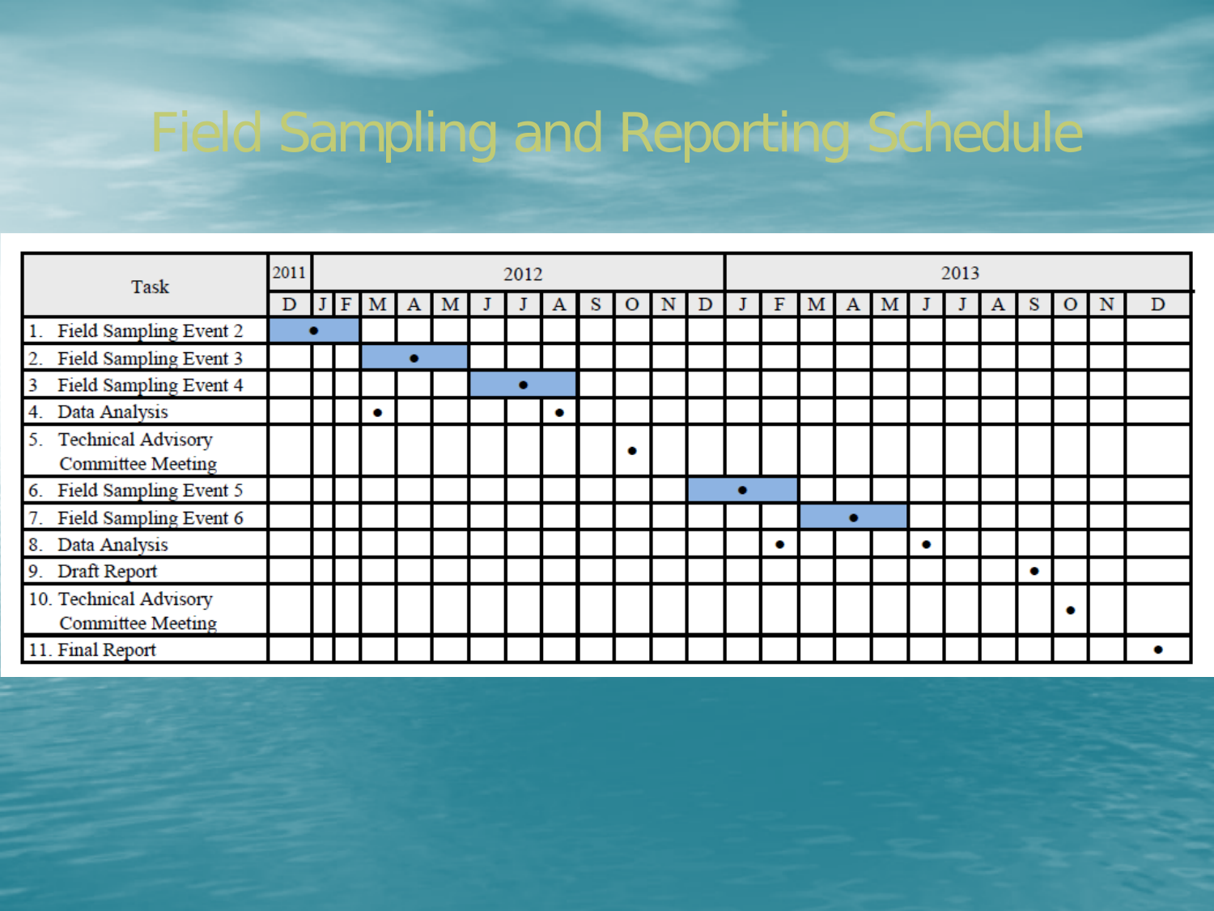# Field Sampling and Reporting Schedule

| Task | 2011 | 2012 | | | | | | | | | | | | 2013 | | | | | | | | | | | |
|---|---|---|---|---|---|---|---|---|---|---|---|---|---|---|---|---|---|---|---|---|---|---|---|---|---|
| | D | J | F | M | A | M | J | J | A | S | O | N | D | J | F | M | A | M | J | J | A | S | O | N | D |
| 1. Field Sampling Event 2 | | ● | | | | | | | | | | | | | | | | | | | | | | | |
| 2. Field Sampling Event 3 | | | | | ● | | | | | | | | | | | | | | | | | | | | |
| 3 Field Sampling Event 4 | | | | | | | | ● | | | | | | | | | | | | | | | | | |
| 4. Data Analysis | | | | ● | | | | | ● | | | | | | | | | | | | | | | | |
| 5. Technical Advisory Committee Meeting | | | | | | | | | | | ● | | | | | | | | | | | | | | |
| 6. Field Sampling Event 5 | | | | | | | | | | | | | | ● | | | | | | | | | | | |
| 7. Field Sampling Event 6 | | | | | | | | | | | | | | | | | ● | | | | | | | | |
| 8. Data Analysis | | | | | | | | | | | | | | | ● | | | | ● | | | | | | |
| 9. Draft Report | | | | | | | | | | | | | | | | | | | | | | ● | | | |
| 10. Technical Advisory Committee Meeting | | | | | | | | | | | | | | | | | | | | | | | ● | | |
| 11. Final Report | | | | | | | | | | | | | | | | | | | | | | | | | ● |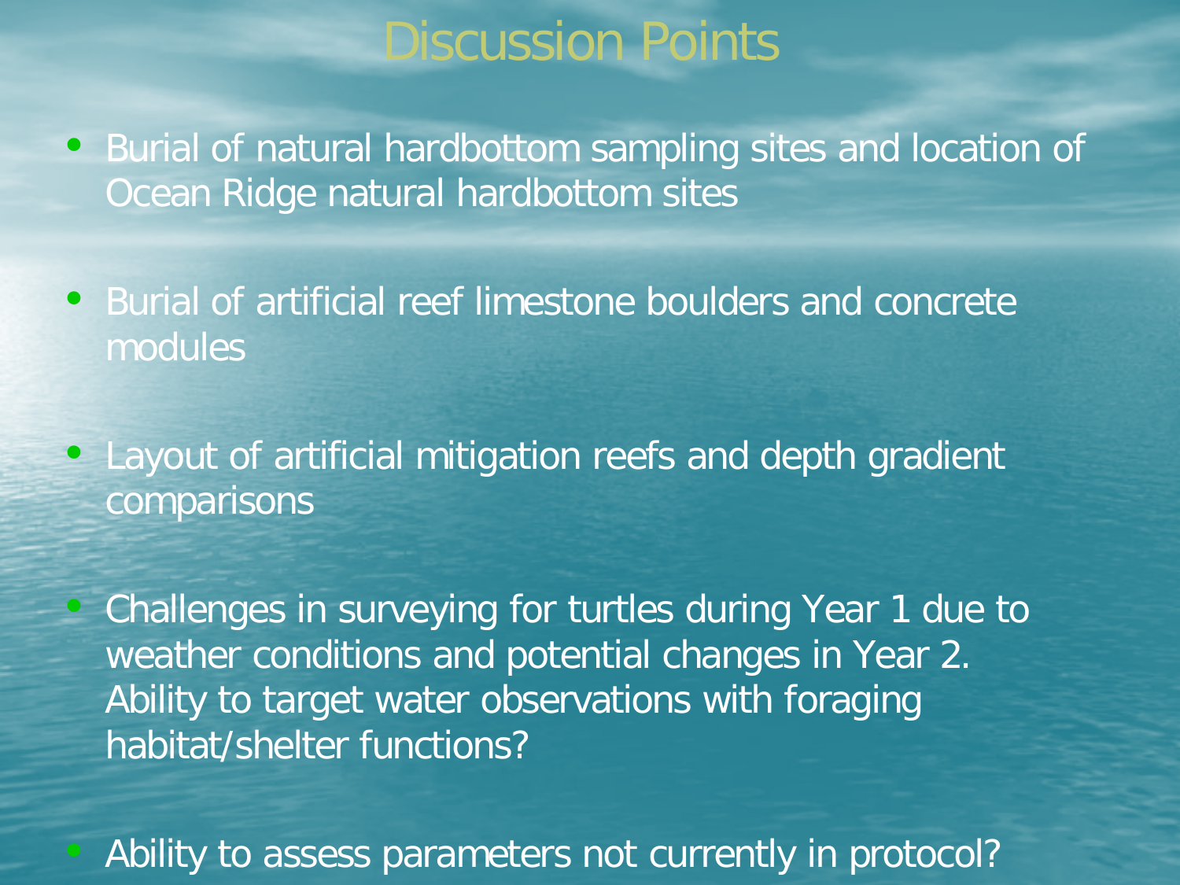# Discussion Points

- Burial of natural hardbottom sampling sites and location of Ocean Ridge natural hardbottom sites
- Burial of artificial reef limestone boulders and concrete modules
- Layout of artificial mitigation reefs and depth gradient comparisons
- Challenges in surveying for turtles during Year 1 due to weather conditions and potential changes in Year 2. Ability to target water observations with foraging habitat/shelter functions?
- Ability to assess parameters not currently in protocol?